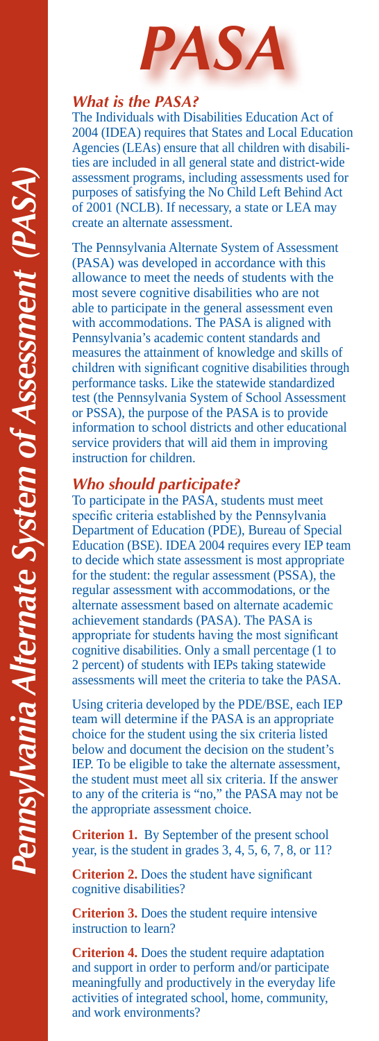# PASA

*Pennsylvania Alternate System of Assessment (PASA)*

## *What is the PASA?*

The Individuals with Disabilities Education Act of 2004 (IDEA) requires that States and Local Education Agencies (LEAs) ensure that all children with disabilities are included in all general state and district-wide assessment programs, including assessments used for purposes of satisfying the No Child Left Behind Act of 2001 (NCLB). If necessary, a state or LEA may create an alternate assessment.

The Pennsylvania Alternate System of Assessment (PASA) was developed in accordance with this allowance to meet the needs of students with the most severe cognitive disabilities who are not able to participate in the general assessment even with accommodations. The PASA is aligned with Pennsylvania's academic content standards and measures the attainment of knowledge and skills of children with significant cognitive disabilities through performance tasks. Like the statewide standardized test (the Pennsylvania System of School Assessment or PSSA), the purpose of the PASA is to provide information to school districts and other educational service providers that will aid them in improving instruction for children.

## *Who should participate?*

To participate in the PASA, students must meet specific criteria established by the Pennsylvania Department of Education (PDE), Bureau of Special Education (BSE). IDEA 2004 requires every IEP team to decide which state assessment is most appropriate for the student: the regular assessment (PSSA), the regular assessment with accommodations, or the alternate assessment based on alternate academic achievement standards (PASA). The PASA is appropriate for students having the most significant cognitive disabilities. Only a small percentage (1 to 2 percent) of students with IEPs taking statewide assessments will meet the criteria to take the PASA.

Using criteria developed by the PDE/BSE, each IEP team will determine if the PASA is an appropriate choice for the student using the six criteria listed below and document the decision on the student's IEP. To be eligible to take the alternate assessment, the student must meet all six criteria. If the answer to any of the criteria is "no," the PASA may not be the appropriate assessment choice.

**Criterion 1.** By September of the present school year, is the student in grades 3, 4, 5, 6, 7, 8, or 11?

**Criterion 2.** Does the student have significant cognitive disabilities?

**Criterion 3.** Does the student require intensive instruction to learn?

**Criterion 4.** Does the student require adaptation and support in order to perform and/or participate meaningfully and productively in the everyday life activities of integrated school, home, community, and work environments?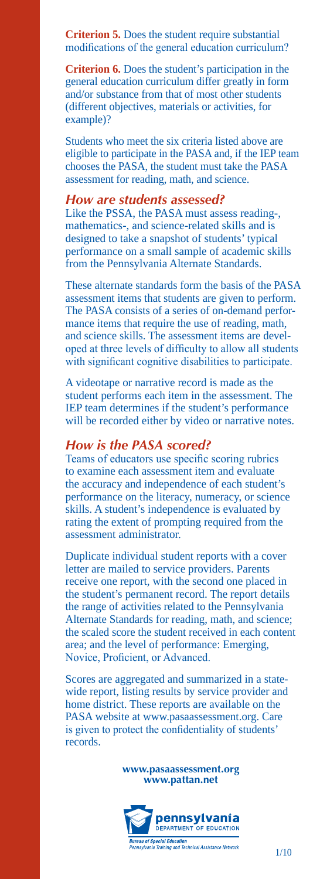**Criterion 5.** Does the student require substantial modifications of the general education curriculum?

**Criterion 6.** Does the student's participation in the general education curriculum differ greatly in form and/or substance from that of most other students (different objectives, materials or activities, for example)?

Students who meet the six criteria listed above are eligible to participate in the PASA and, if the IEP team chooses the PASA, the student must take the PASA assessment for reading, math, and science.

### *How are students assessed?*

Like the PSSA, the PASA must assess reading-, mathematics-, and science-related skills and is designed to take a snapshot of students' typical performance on a small sample of academic skills from the Pennsylvania Alternate Standards.

These alternate standards form the basis of the PASA assessment items that students are given to perform. The PASA consists of a series of on-demand performance items that require the use of reading, math, and science skills. The assessment items are developed at three levels of difficulty to allow all students with significant cognitive disabilities to participate.

A videotape or narrative record is made as the student performs each item in the assessment. The IEP team determines if the student's performance will be recorded either by video or narrative notes.

### *How is the PASA scored?*

Teams of educators use specific scoring rubrics to examine each assessment item and evaluate the accuracy and independence of each student's performance on the literacy, numeracy, or science skills. A student's independence is evaluated by rating the extent of prompting required from the assessment administrator.

Duplicate individual student reports with a cover letter are mailed to service providers. Parents receive one report, with the second one placed in the student's permanent record. The report details the range of activities related to the Pennsylvania Alternate Standards for reading, math, and science; the scaled score the student received in each content area; and the level of performance: Emerging, Novice, Proficient, or Advanced.

Scores are aggregated and summarized in a statewide report, listing results by service provider and home district. These reports are available on the PASA website at www.pasaassessment.org. Care is given to protect the confidentiality of students' records.

**www.pasaassessment.org**
**www.pattan.net**

pennsylvania
DEPARTMENT OF EDUCATION

*Bureau of Special Education*
*Pennsylvania Training and Technical Assistance Network*

1/10